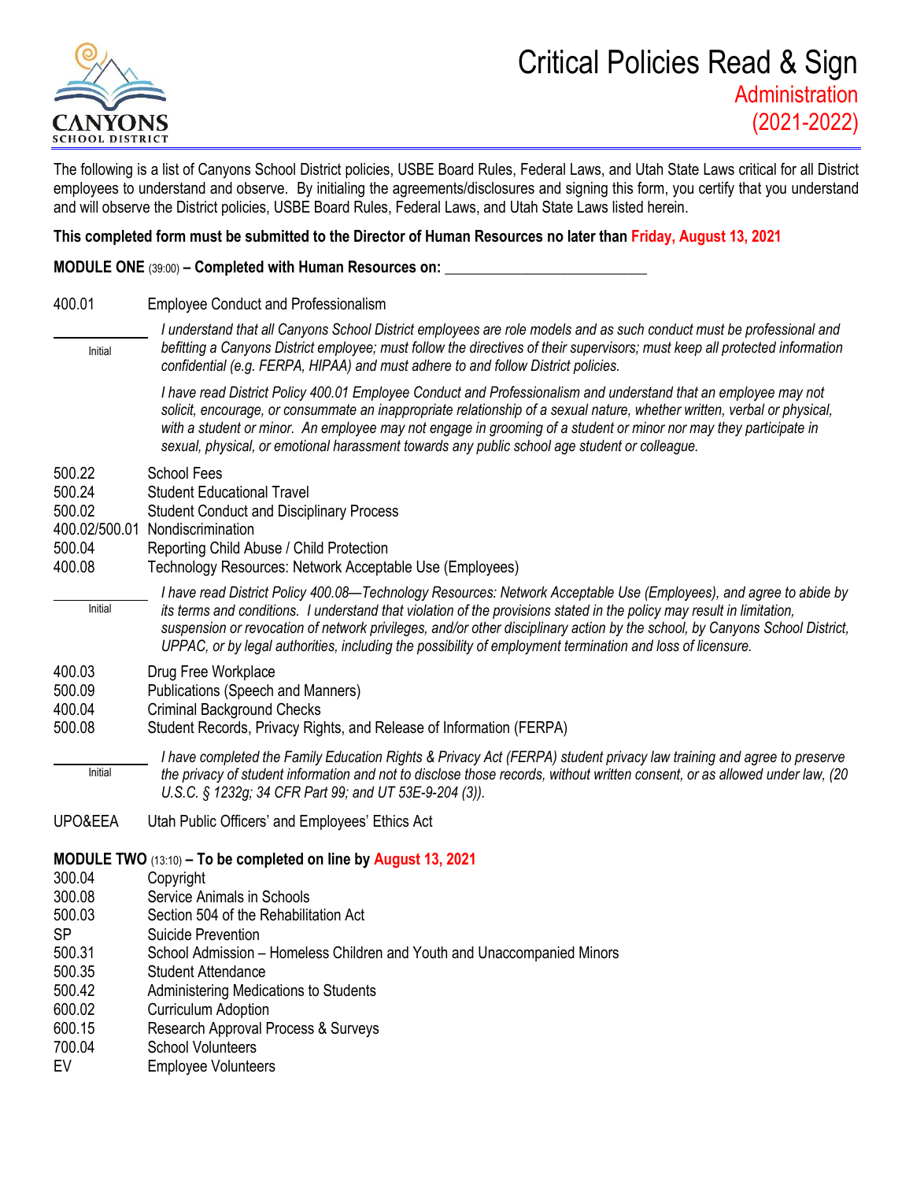# Critical Policies Read & Sign

## Administration (2021-2022)

CANYONS SCHOOL DISTRICT

The following is a list of Canyons School District policies, USBE Board Rules, Federal Laws, and Utah State Laws critical for all District employees to understand and observe. By initialing the agreements/disclosures and signing this form, you certify that you understand and will observe the District policies, USBE Board Rules, Federal Laws, and Utah State Laws listed herein.

**This completed form must be submitted to the Director of Human Resources no later than Friday, August 13, 2021**

**MODULE ONE** (39:00) **– Completed with Human Resources on:** ___________________________

400.01 Employee Conduct and Professionalism

_________ Initial

*I understand that all Canyons School District employees are role models and as such conduct must be professional and befitting a Canyons District employee; must follow the directives of their supervisors; must keep all protected information confidential (e.g. FERPA, HIPAA) and must adhere to and follow District policies.*

*I have read District Policy 400.01 Employee Conduct and Professionalism and understand that an employee may not solicit, encourage, or consummate an inappropriate relationship of a sexual nature, whether written, verbal or physical, with a student or minor. An employee may not engage in grooming of a student or minor nor may they participate in sexual, physical, or emotional harassment towards any public school age student or colleague.*

500.22 School Fees
500.24 Student Educational Travel
500.02 Student Conduct and Disciplinary Process
400.02/500.01 Nondiscrimination
500.04 Reporting Child Abuse / Child Protection
400.08 Technology Resources: Network Acceptable Use (Employees)

_________ Initial

*I have read District Policy 400.08—Technology Resources: Network Acceptable Use (Employees), and agree to abide by its terms and conditions. I understand that violation of the provisions stated in the policy may result in limitation, suspension or revocation of network privileges, and/or other disciplinary action by the school, by Canyons School District, UPPAC, or by legal authorities, including the possibility of employment termination and loss of licensure.*

400.03 Drug Free Workplace
500.09 Publications (Speech and Manners)
400.04 Criminal Background Checks
500.08 Student Records, Privacy Rights, and Release of Information (FERPA)

_________ Initial

*I have completed the Family Education Rights & Privacy Act (FERPA) student privacy law training and agree to preserve the privacy of student information and not to disclose those records, without written consent, or as allowed under law, (20 U.S.C. § 1232g; 34 CFR Part 99; and UT 53E-9-204 (3)).*

UPO&EEA Utah Public Officers' and Employees' Ethics Act

**MODULE TWO** (13:10) **– To be completed on line by August 13, 2021**

300.04 Copyright
300.08 Service Animals in Schools
500.03 Section 504 of the Rehabilitation Act
SP Suicide Prevention
500.31 School Admission – Homeless Children and Youth and Unaccompanied Minors
500.35 Student Attendance
500.42 Administering Medications to Students
600.02 Curriculum Adoption
600.15 Research Approval Process & Surveys
700.04 School Volunteers
EV Employee Volunteers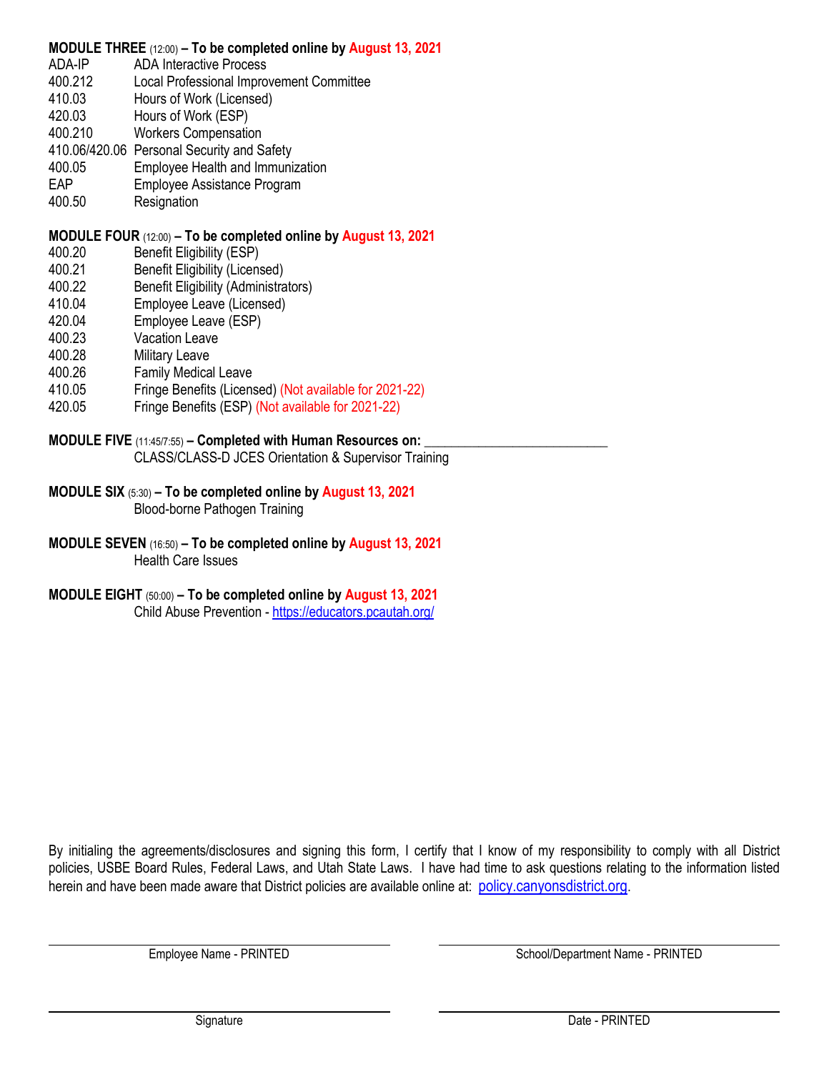**MODULE THREE** (12:00) **– To be completed online by August 13, 2021**

| | |
|---|---|
| ADA-IP | ADA Interactive Process |
| 400.212 | Local Professional Improvement Committee |
| 410.03 | Hours of Work (Licensed) |
| 420.03 | Hours of Work (ESP) |
| 400.210 | Workers Compensation |
| 410.06/420.06 | Personal Security and Safety |
| 400.05 | Employee Health and Immunization |
| EAP | Employee Assistance Program |
| 400.50 | Resignation |

**MODULE FOUR** (12:00) **– To be completed online by August 13, 2021**

| | |
|---|---|
| 400.20 | Benefit Eligibility (ESP) |
| 400.21 | Benefit Eligibility (Licensed) |
| 400.22 | Benefit Eligibility (Administrators) |
| 410.04 | Employee Leave (Licensed) |
| 420.04 | Employee Leave (ESP) |
| 400.23 | Vacation Leave |
| 400.28 | Military Leave |
| 400.26 | Family Medical Leave |
| 410.05 | Fringe Benefits (Licensed) (Not available for 2021-22) |
| 420.05 | Fringe Benefits (ESP) (Not available for 2021-22) |

**MODULE FIVE** (11:45/7:55) **– Completed with Human Resources on:** ___________________________

CLASS/CLASS-D JCES Orientation & Supervisor Training

**MODULE SIX** (5:30) **– To be completed online by August 13, 2021**

Blood-borne Pathogen Training

**MODULE SEVEN** (16:50) **– To be completed online by August 13, 2021**

Health Care Issues

**MODULE EIGHT** (50:00) **– To be completed online by August 13, 2021**

Child Abuse Prevention - https://educators.pcautah.org/

By initialing the agreements/disclosures and signing this form, I certify that I know of my responsibility to comply with all District policies, USBE Board Rules, Federal Laws, and Utah State Laws. I have had time to ask questions relating to the information listed herein and have been made aware that District policies are available online at: policy.canyonsdistrict.org.

______________________________ Employee Name - PRINTED

______________________________ School/Department Name - PRINTED

______________________________ Signature

______________________________ Date - PRINTED